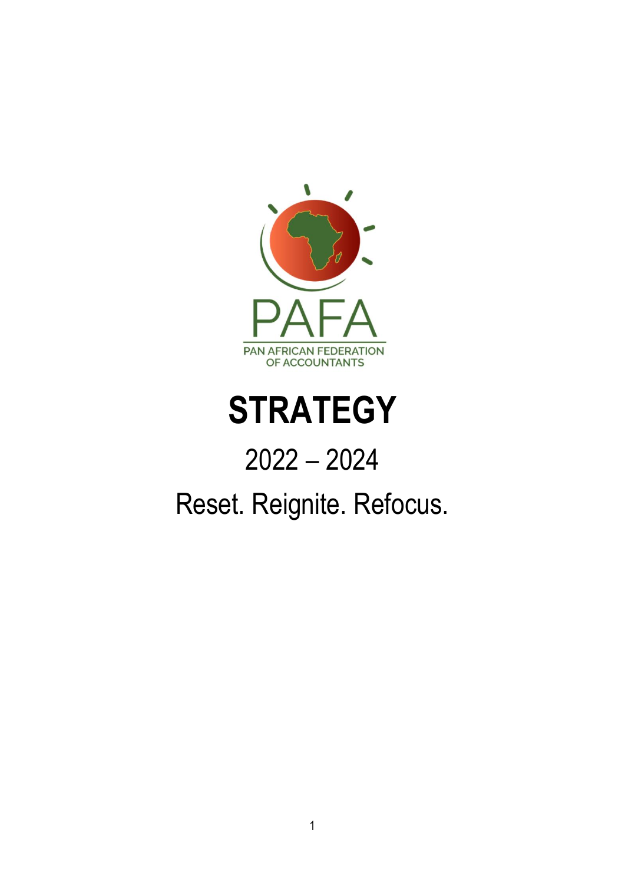PAFA

PAN AFRICAN FEDERATION OF ACCOUNTANTS

# STRATEGY

## 2022 – 2024

## Reset. Reignite. Refocus.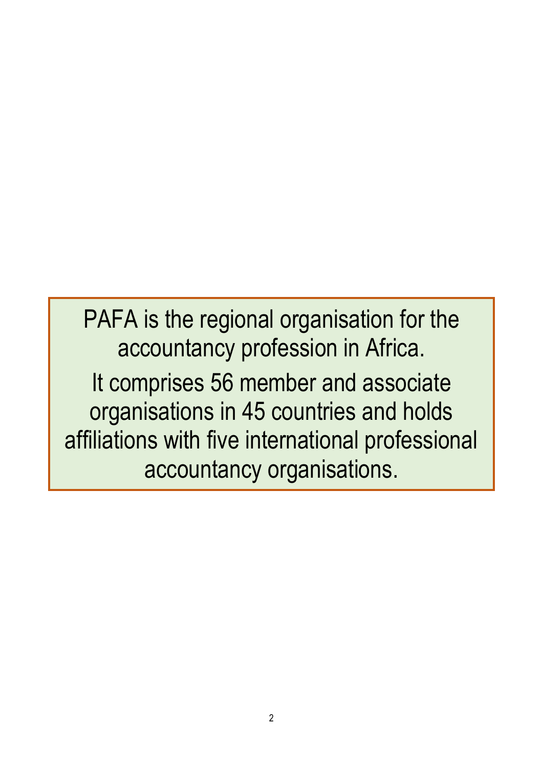PAFA is the regional organisation for the accountancy profession in Africa.

It comprises 56 member and associate organisations in 45 countries and holds affiliations with five international professional accountancy organisations.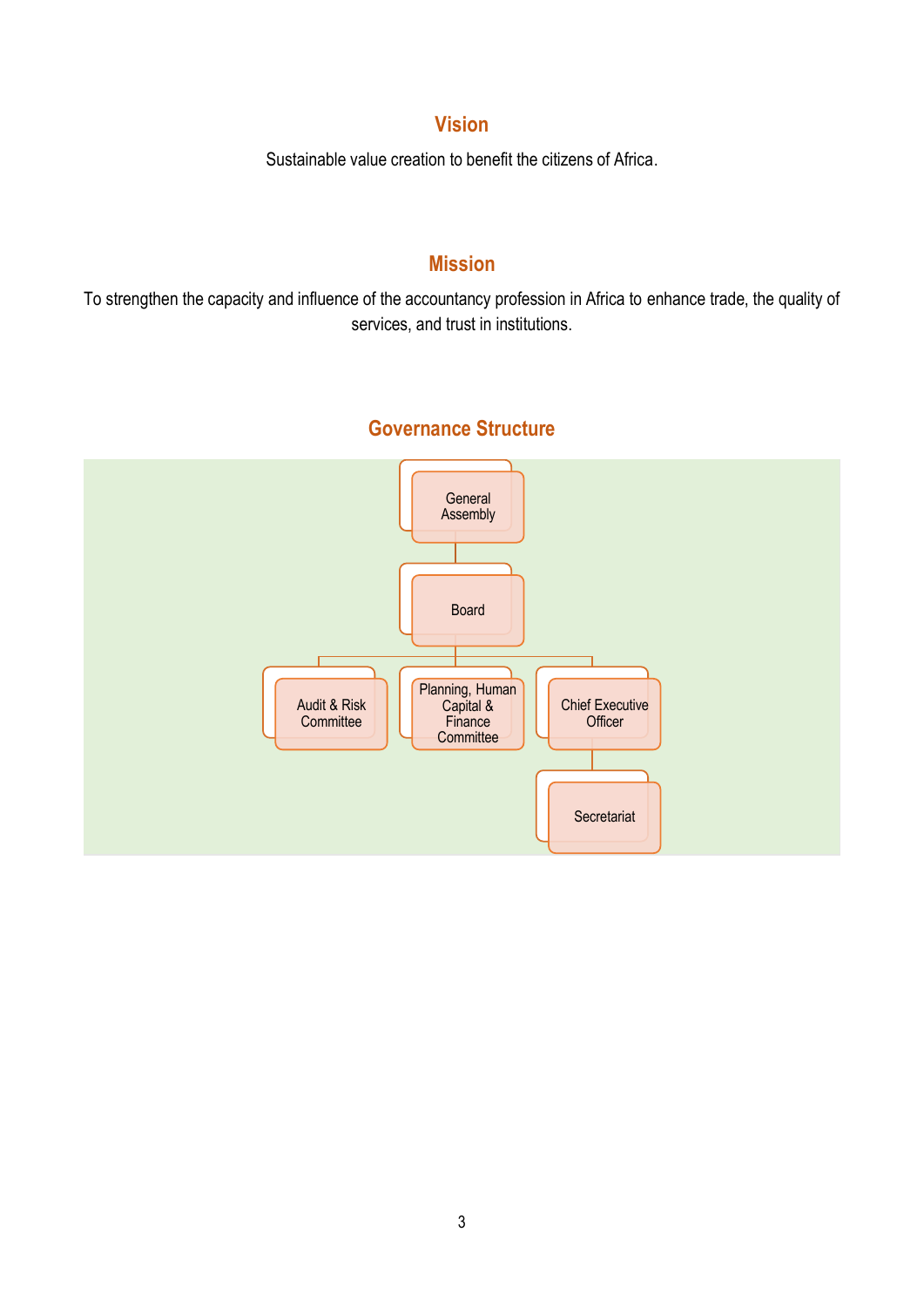## Vision

Sustainable value creation to benefit the citizens of Africa.

## Mission

To strengthen the capacity and influence of the accountancy profession in Africa to enhance trade, the quality of services, and trust in institutions.

## Governance Structure

- General Assembly
  - Board
    - Audit & Risk Committee
    - Planning, Human Capital & Finance Committee
    - Chief Executive Officer
      - Secretariat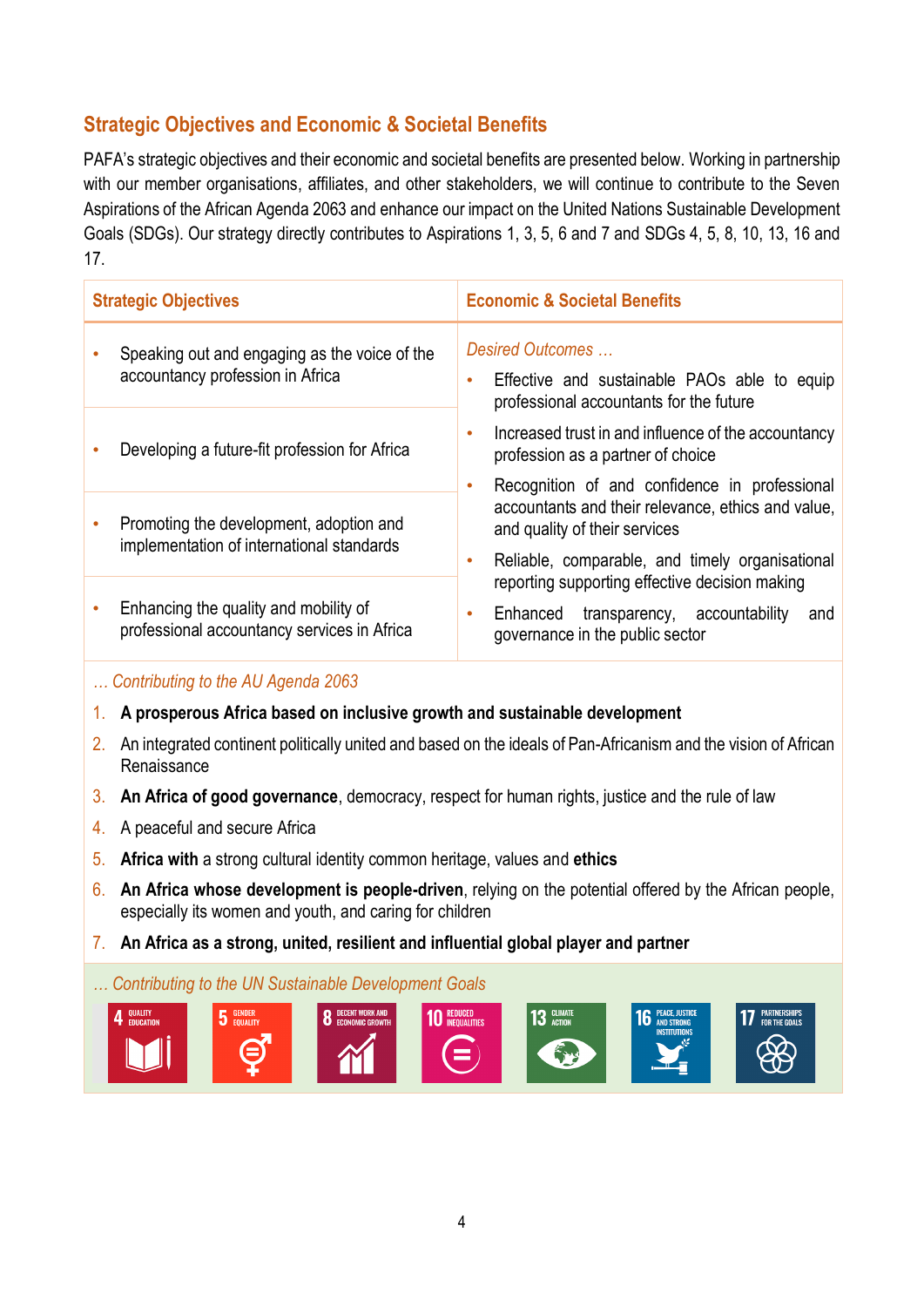## Strategic Objectives and Economic & Societal Benefits

PAFA's strategic objectives and their economic and societal benefits are presented below. Working in partnership with our member organisations, affiliates, and other stakeholders, we will continue to contribute to the Seven Aspirations of the African Agenda 2063 and enhance our impact on the United Nations Sustainable Development Goals (SDGs). Our strategy directly contributes to Aspirations 1, 3, 5, 6 and 7 and SDGs 4, 5, 8, 10, 13, 16 and 17.

| Strategic Objectives | Economic & Societal Benefits |
|---|---|
| • Speaking out and engaging as the voice of the accountancy profession in Africa<br>• Developing a future-fit profession for Africa<br>• Promoting the development, adoption and implementation of international standards<br>• Enhancing the quality and mobility of professional accountancy services in Africa | *Desired Outcomes …*<br>• Effective and sustainable PAOs able to equip professional accountants for the future<br>• Increased trust in and influence of the accountancy profession as a partner of choice<br>• Recognition of and confidence in professional accountants and their relevance, ethics and value, and quality of their services<br>• Reliable, comparable, and timely organisational reporting supporting effective decision making<br>• Enhanced transparency, accountability and governance in the public sector |

*… Contributing to the AU Agenda 2063*

1. **A prosperous Africa based on inclusive growth and sustainable development**
2. An integrated continent politically united and based on the ideals of Pan-Africanism and the vision of African Renaissance
3. **An Africa of good governance**, democracy, respect for human rights, justice and the rule of law
4. A peaceful and secure Africa
5. **Africa with** a strong cultural identity common heritage, values and **ethics**
6. **An Africa whose development is people-driven**, relying on the potential offered by the African people, especially its women and youth, and caring for children
7. **An Africa as a strong, united, resilient and influential global player and partner**

*… Contributing to the UN Sustainable Development Goals*

4 Quality Education | 5 Gender Equality | 8 Decent Work and Economic Growth | 10 Reduced Inequalities | 13 Climate Action | 16 Peace, Justice and Strong Institutions | 17 Partnerships for the Goals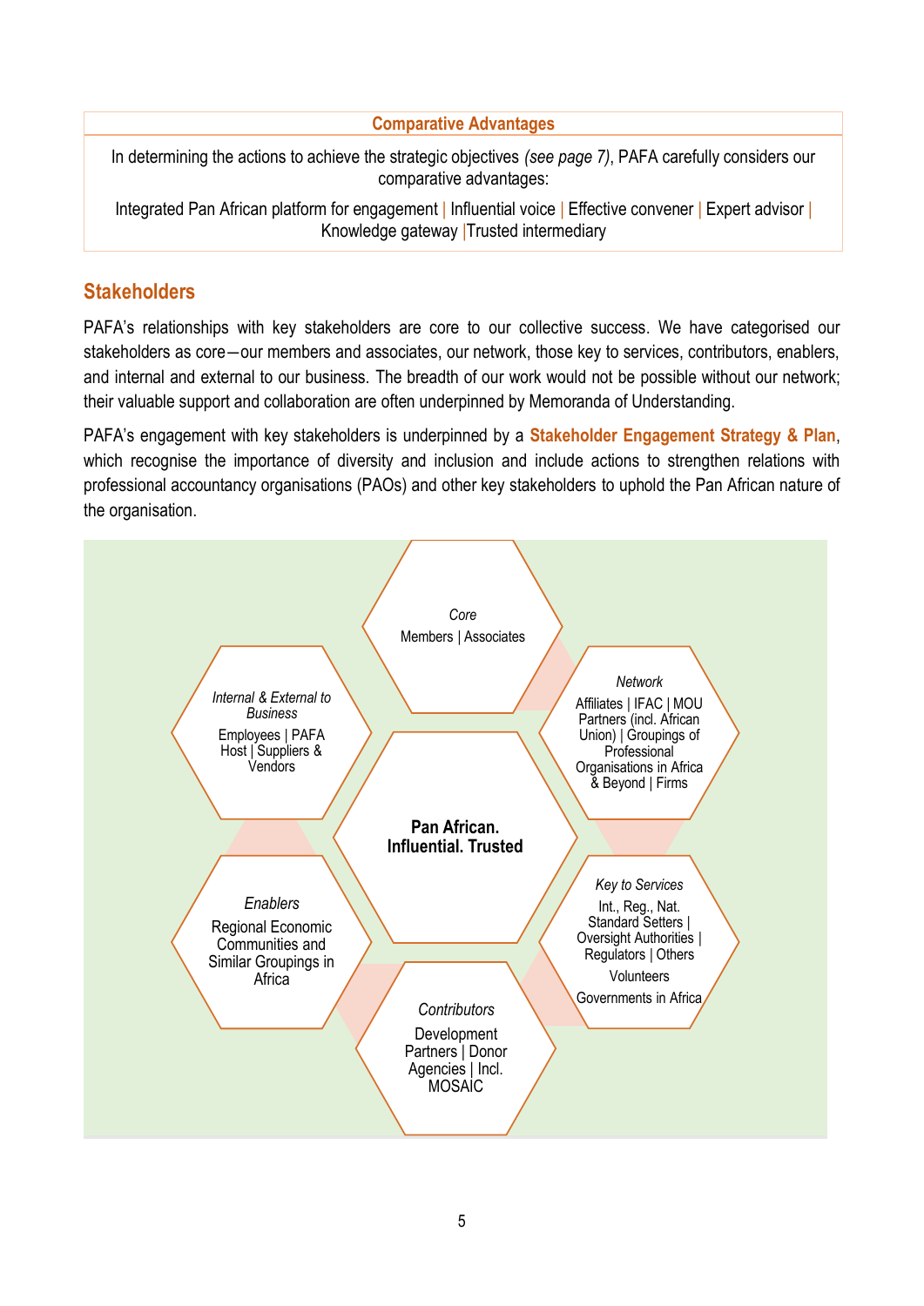| Comparative Advantages |
| --- |
| In determining the actions to achieve the strategic objectives *(see page 7)*, PAFA carefully considers our comparative advantages:<br>Integrated Pan African platform for engagement \| Influential voice \| Effective convener \| Expert advisor \| Knowledge gateway \|Trusted intermediary |

## Stakeholders

PAFA's relationships with key stakeholders are core to our collective success. We have categorised our stakeholders as core—our members and associates, our network, those key to services, contributors, enablers, and internal and external to our business. The breadth of our work would not be possible without our network; their valuable support and collaboration are often underpinned by Memoranda of Understanding.

PAFA's engagement with key stakeholders is underpinned by a **Stakeholder Engagement Strategy & Plan**, which recognise the importance of diversity and inclusion and include actions to strengthen relations with professional accountancy organisations (PAOs) and other key stakeholders to uphold the Pan African nature of the organisation.

**Pan African. Influential. Trusted**

*Core*
Members | Associates

*Network*
Affiliates | IFAC | MOU Partners (incl. African Union) | Groupings of Professional Organisations in Africa & Beyond | Firms

*Key to Services*
Int., Reg., Nat. Standard Setters | Oversight Authorities | Regulators | Others
Volunteers
Governments in Africa

*Contributors*
Development Partners | Donor Agencies | Incl. MOSAIC

*Enablers*
Regional Economic Communities and Similar Groupings in Africa

*Internal & External to Business*
Employees | PAFA Host | Suppliers & Vendors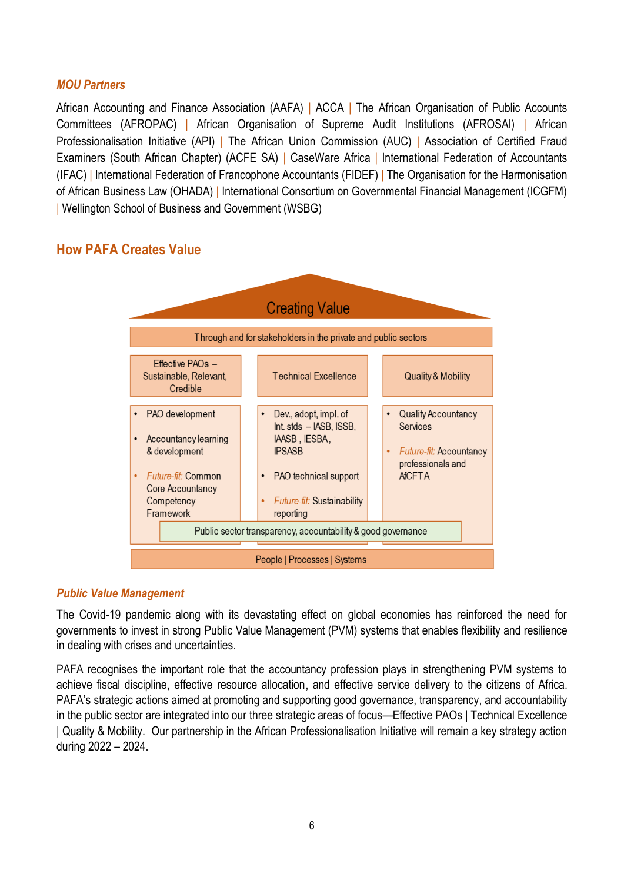### *MOU Partners*

African Accounting and Finance Association (AAFA) | ACCA | The African Organisation of Public Accounts Committees (AFROPAC) | African Organisation of Supreme Audit Institutions (AFROSAI) | African Professionalisation Initiative (API) | The African Union Commission (AUC) | Association of Certified Fraud Examiners (South African Chapter) (ACFE SA) | CaseWare Africa | International Federation of Accountants (IFAC) | International Federation of Francophone Accountants (FIDEF) | The Organisation for the Harmonisation of African Business Law (OHADA) | International Consortium on Governmental Financial Management (ICGFM) | Wellington School of Business and Government (WSBG)

## How PAFA Creates Value

**Creating Value**

Through and for stakeholders in the private and public sectors

| Effective PAOs – Sustainable, Relevant, Credible | Technical Excellence | Quality & Mobility |
| --- | --- | --- |
| • PAO development<br>• Accountancy learning & development<br>• *Future-fit:* Common Core Accountancy Competency Framework | • Dev., adopt, impl. of Int. stds – IASB, ISSB, IAASB, IESBA, IPSASB<br>• PAO technical support<br>• *Future-fit:* Sustainability reporting | • Quality Accountancy Services<br>• *Future-fit:* Accountancy professionals and AfCFTA |

Public sector transparency, accountability & good governance

People | Processes | Systems

### *Public Value Management*

The Covid-19 pandemic along with its devastating effect on global economies has reinforced the need for governments to invest in strong Public Value Management (PVM) systems that enables flexibility and resilience in dealing with crises and uncertainties.

PAFA recognises the important role that the accountancy profession plays in strengthening PVM systems to achieve fiscal discipline, effective resource allocation, and effective service delivery to the citizens of Africa. PAFA's strategic actions aimed at promoting and supporting good governance, transparency, and accountability in the public sector are integrated into our three strategic areas of focus—Effective PAOs | Technical Excellence | Quality & Mobility. Our partnership in the African Professionalisation Initiative will remain a key strategy action during 2022 – 2024.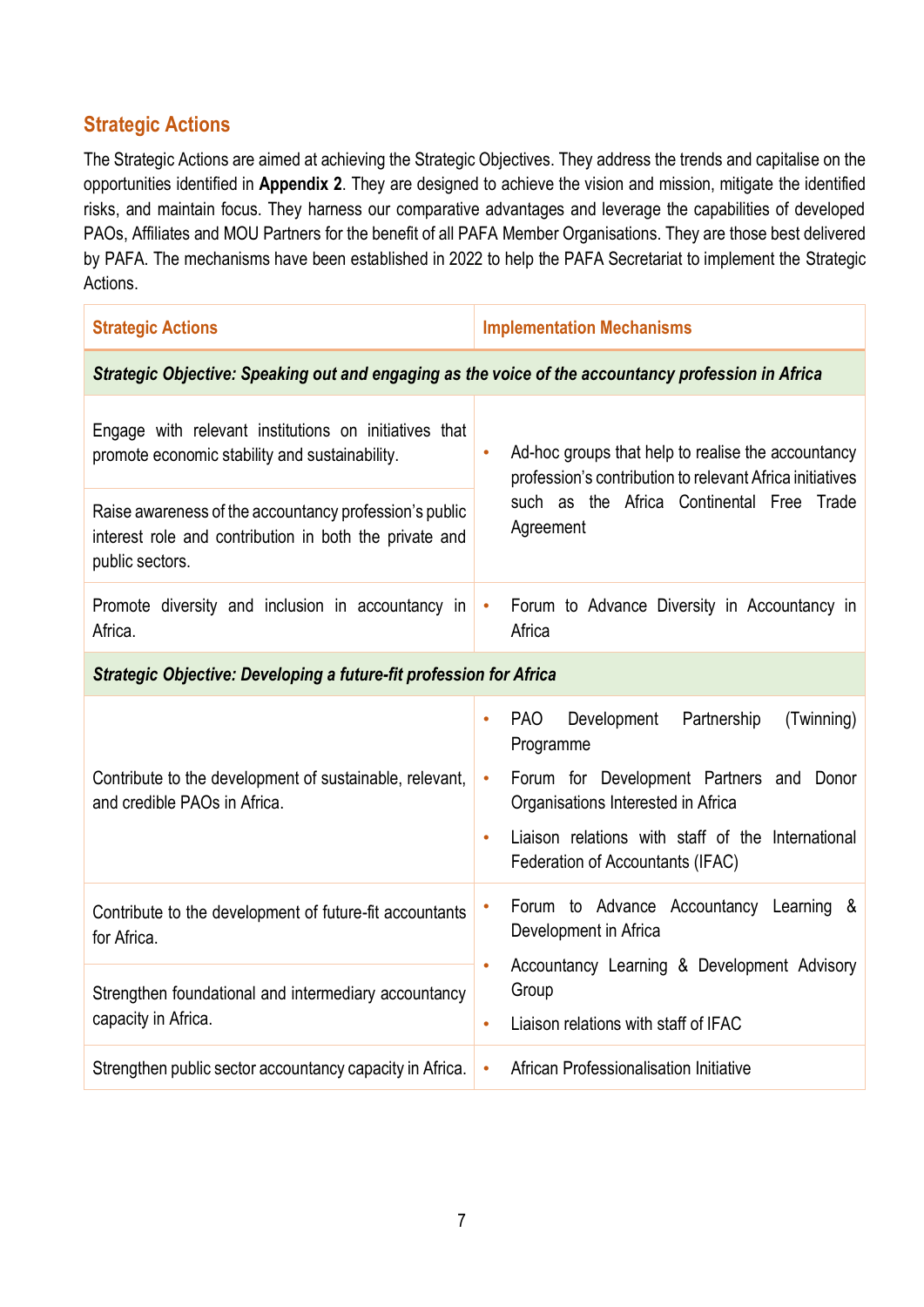## Strategic Actions

The Strategic Actions are aimed at achieving the Strategic Objectives. They address the trends and capitalise on the opportunities identified in **Appendix 2**. They are designed to achieve the vision and mission, mitigate the identified risks, and maintain focus. They harness our comparative advantages and leverage the capabilities of developed PAOs, Affiliates and MOU Partners for the benefit of all PAFA Member Organisations. They are those best delivered by PAFA. The mechanisms have been established in 2022 to help the PAFA Secretariat to implement the Strategic Actions.

| Strategic Actions | Implementation Mechanisms |
|---|---|
| ***Strategic Objective: Speaking out and engaging as the voice of the accountancy profession in Africa*** | |
| Engage with relevant institutions on initiatives that promote economic stability and sustainability. | • Ad-hoc groups that help to realise the accountancy profession's contribution to relevant Africa initiatives such as the Africa Continental Free Trade Agreement |
| Raise awareness of the accountancy profession's public interest role and contribution in both the private and public sectors. | |
| Promote diversity and inclusion in accountancy in Africa. | • Forum to Advance Diversity in Accountancy in Africa |
| ***Strategic Objective: Developing a future-fit profession for Africa*** | |
| Contribute to the development of sustainable, relevant, and credible PAOs in Africa. | • PAO Development Partnership (Twinning) Programme<br>• Forum for Development Partners and Donor Organisations Interested in Africa<br>• Liaison relations with staff of the International Federation of Accountants (IFAC) |
| Contribute to the development of future-fit accountants for Africa. | • Forum to Advance Accountancy Learning & Development in Africa<br>• Accountancy Learning & Development Advisory Group<br>• Liaison relations with staff of IFAC |
| Strengthen foundational and intermediary accountancy capacity in Africa. | |
| Strengthen public sector accountancy capacity in Africa. | • African Professionalisation Initiative |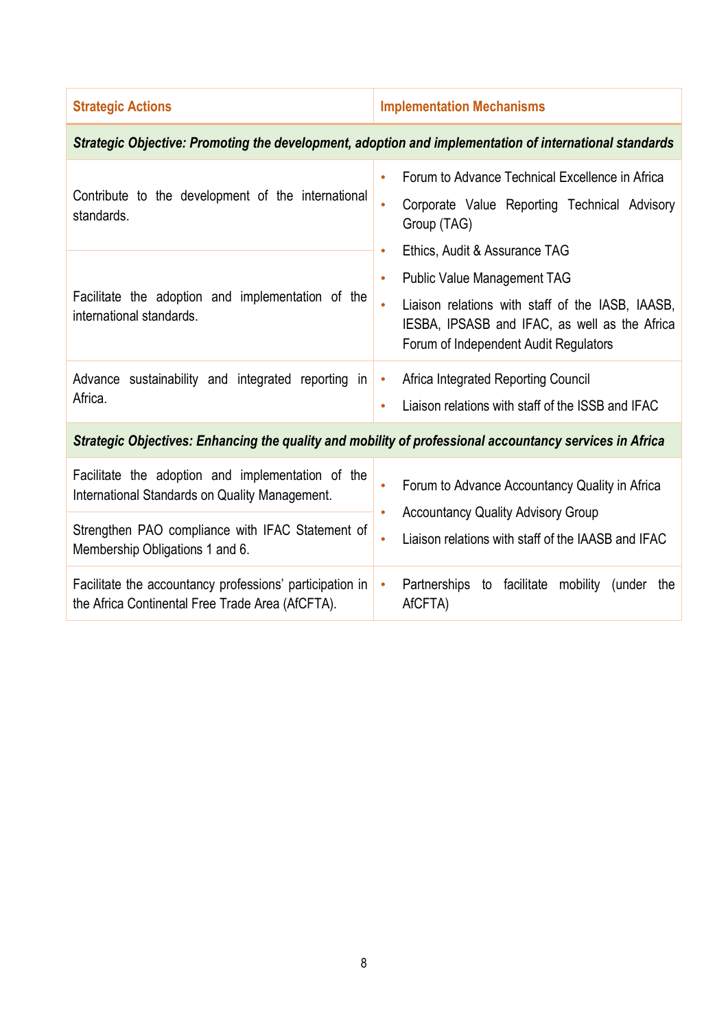| Strategic Actions | Implementation Mechanisms |
|---|---|
| ***Strategic Objective: Promoting the development, adoption and implementation of international standards*** | |
| Contribute to the development of the international standards. | • Forum to Advance Technical Excellence in Africa<br>• Corporate Value Reporting Technical Advisory Group (TAG)<br>• Ethics, Audit & Assurance TAG<br>• Public Value Management TAG<br>• Liaison relations with staff of the IASB, IAASB, IESBA, IPSASB and IFAC, as well as the Africa Forum of Independent Audit Regulators |
| Facilitate the adoption and implementation of the international standards. | |
| Advance sustainability and integrated reporting in Africa. | • Africa Integrated Reporting Council<br>• Liaison relations with staff of the ISSB and IFAC |
| ***Strategic Objectives: Enhancing the quality and mobility of professional accountancy services in Africa*** | |
| Facilitate the adoption and implementation of the International Standards on Quality Management. | • Forum to Advance Accountancy Quality in Africa<br>• Accountancy Quality Advisory Group<br>• Liaison relations with staff of the IAASB and IFAC |
| Strengthen PAO compliance with IFAC Statement of Membership Obligations 1 and 6. | |
| Facilitate the accountancy professions' participation in the Africa Continental Free Trade Area (AfCFTA). | • Partnerships to facilitate mobility (under the AfCFTA) |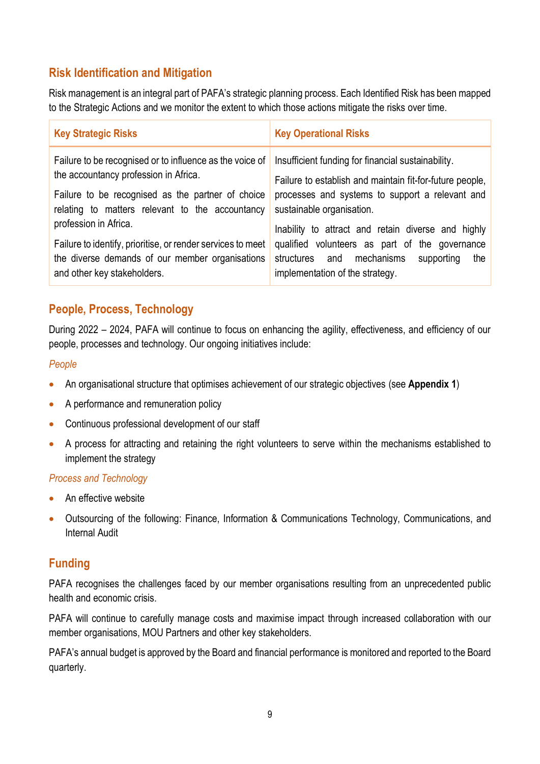## Risk Identification and Mitigation

Risk management is an integral part of PAFA's strategic planning process. Each Identified Risk has been mapped to the Strategic Actions and we monitor the extent to which those actions mitigate the risks over time.

| Key Strategic Risks | Key Operational Risks |
|---|---|
| Failure to be recognised or to influence as the voice of the accountancy profession in Africa.<br><br>Failure to be recognised as the partner of choice relating to matters relevant to the accountancy profession in Africa.<br><br>Failure to identify, prioritise, or render services to meet the diverse demands of our member organisations and other key stakeholders. | Insufficient funding for financial sustainability.<br><br>Failure to establish and maintain fit-for-future people, processes and systems to support a relevant and sustainable organisation.<br><br>Inability to attract and retain diverse and highly qualified volunteers as part of the governance structures and mechanisms supporting the implementation of the strategy. |

## People, Process, Technology

During 2022 – 2024, PAFA will continue to focus on enhancing the agility, effectiveness, and efficiency of our people, processes and technology. Our ongoing initiatives include:

*People*

- An organisational structure that optimises achievement of our strategic objectives (see **Appendix 1**)
- A performance and remuneration policy
- Continuous professional development of our staff
- A process for attracting and retaining the right volunteers to serve within the mechanisms established to implement the strategy

*Process and Technology*

- An effective website
- Outsourcing of the following: Finance, Information & Communications Technology, Communications, and Internal Audit

## Funding

PAFA recognises the challenges faced by our member organisations resulting from an unprecedented public health and economic crisis.

PAFA will continue to carefully manage costs and maximise impact through increased collaboration with our member organisations, MOU Partners and other key stakeholders.

PAFA's annual budget is approved by the Board and financial performance is monitored and reported to the Board quarterly.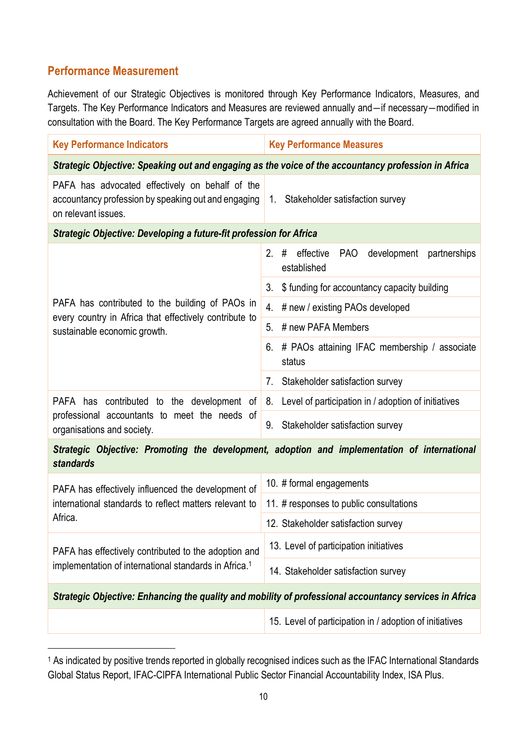## Performance Measurement

Achievement of our Strategic Objectives is monitored through Key Performance Indicators, Measures, and Targets. The Key Performance Indicators and Measures are reviewed annually and—if necessary—modified in consultation with the Board. The Key Performance Targets are agreed annually with the Board.

| Key Performance Indicators | Key Performance Measures |
|---|---|
| ***Strategic Objective: Speaking out and engaging as the voice of the accountancy profession in Africa*** | |
| PAFA has advocated effectively on behalf of the accountancy profession by speaking out and engaging on relevant issues. | 1. Stakeholder satisfaction survey |
| ***Strategic Objective: Developing a future-fit profession for Africa*** | |
| PAFA has contributed to the building of PAOs in every country in Africa that effectively contribute to sustainable economic growth. | 2. # effective PAO development partnerships established |
| | 3. $ funding for accountancy capacity building |
| | 4. # new / existing PAOs developed |
| | 5. # new PAFA Members |
| | 6. # PAOs attaining IFAC membership / associate status |
| | 7. Stakeholder satisfaction survey |
| PAFA has contributed to the development of professional accountants to meet the needs of organisations and society. | 8. Level of participation in / adoption of initiatives |
| | 9. Stakeholder satisfaction survey |
| ***Strategic Objective: Promoting the development, adoption and implementation of international standards*** | |
| PAFA has effectively influenced the development of international standards to reflect matters relevant to Africa. | 10. # formal engagements |
| | 11. # responses to public consultations |
| | 12. Stakeholder satisfaction survey |
| PAFA has effectively contributed to the adoption and implementation of international standards in Africa.[1] | 13. Level of participation initiatives |
| | 14. Stakeholder satisfaction survey |
| ***Strategic Objective: Enhancing the quality and mobility of professional accountancy services in Africa*** | |
| | 15. Level of participation in / adoption of initiatives |

[1] As indicated by positive trends reported in globally recognised indices such as the IFAC International Standards Global Status Report, IFAC-CIPFA International Public Sector Financial Accountability Index, ISA Plus.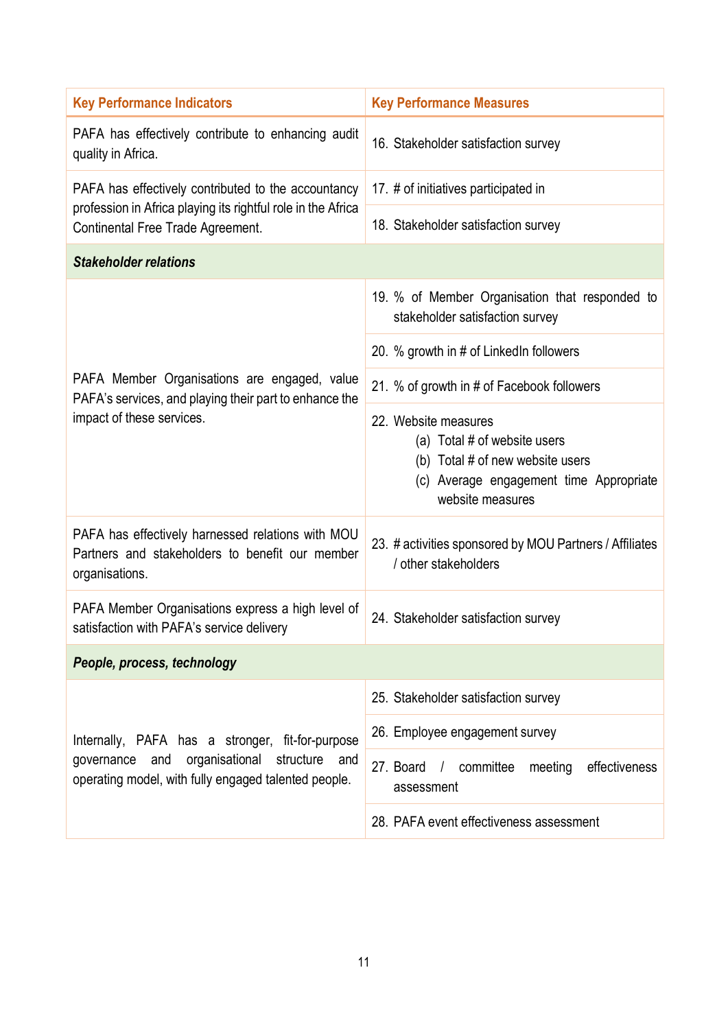| Key Performance Indicators | Key Performance Measures |
|---|---|
| PAFA has effectively contribute to enhancing audit quality in Africa. | 16. Stakeholder satisfaction survey |
| PAFA has effectively contributed to the accountancy profession in Africa playing its rightful role in the Africa Continental Free Trade Agreement. | 17. # of initiatives participated in |
| | 18. Stakeholder satisfaction survey |
| ***Stakeholder relations*** | |
| PAFA Member Organisations are engaged, value PAFA's services, and playing their part to enhance the impact of these services. | 19. % of Member Organisation that responded to stakeholder satisfaction survey |
| | 20. % growth in # of LinkedIn followers |
| | 21. % of growth in # of Facebook followers |
| | 22. Website measures<br>(a) Total # of website users<br>(b) Total # of new website users<br>(c) Average engagement time Appropriate website measures |
| PAFA has effectively harnessed relations with MOU Partners and stakeholders to benefit our member organisations. | 23. # activities sponsored by MOU Partners / Affiliates / other stakeholders |
| PAFA Member Organisations express a high level of satisfaction with PAFA's service delivery | 24. Stakeholder satisfaction survey |
| ***People, process, technology*** | |
| Internally, PAFA has a stronger, fit-for-purpose governance and organisational structure and operating model, with fully engaged talented people. | 25. Stakeholder satisfaction survey |
| | 26. Employee engagement survey |
| | 27. Board / committee meeting effectiveness assessment |
| | 28. PAFA event effectiveness assessment |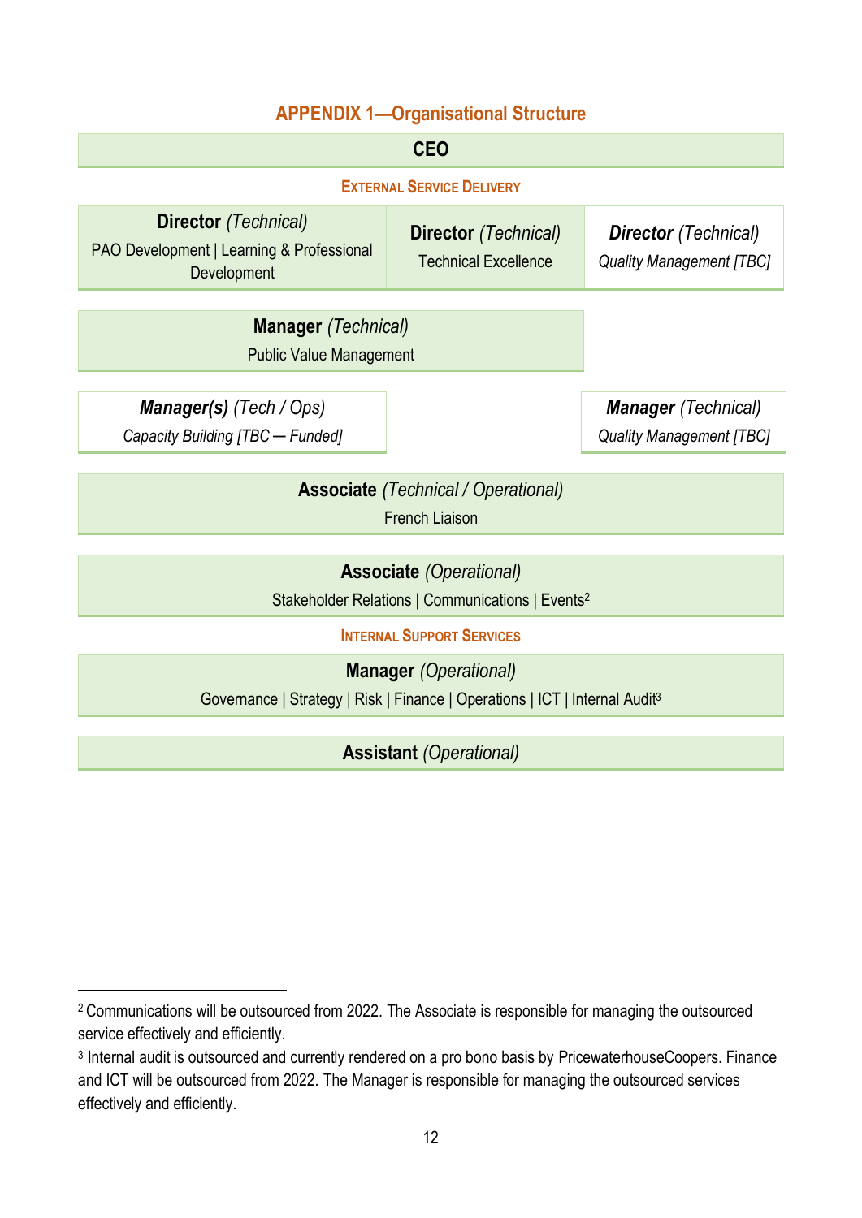## APPENDIX 1—Organisational Structure

**CEO**

**External Service Delivery**

| **Director** *(Technical)* PAO Development \| Learning & Professional Development | **Director** *(Technical)* Technical Excellence | ***Director*** *(Technical)* *Quality Management [TBC]* |
|---|---|---|

**Manager** *(Technical)*
Public Value Management

***Manager(s)*** *(Tech / Ops)*
*Capacity Building [TBC — Funded]*

***Manager*** *(Technical)*
*Quality Management [TBC]*

**Associate** *(Technical / Operational)*
French Liaison

**Associate** *(Operational)*
Stakeholder Relations | Communications | Events[2]

**Internal Support Services**

**Manager** *(Operational)*
Governance | Strategy | Risk | Finance | Operations | ICT | Internal Audit[3]

**Assistant** *(Operational)*

---

[2] Communications will be outsourced from 2022. The Associate is responsible for managing the outsourced service effectively and efficiently.

[3] Internal audit is outsourced and currently rendered on a pro bono basis by PricewaterhouseCoopers. Finance and ICT will be outsourced from 2022. The Manager is responsible for managing the outsourced services effectively and efficiently.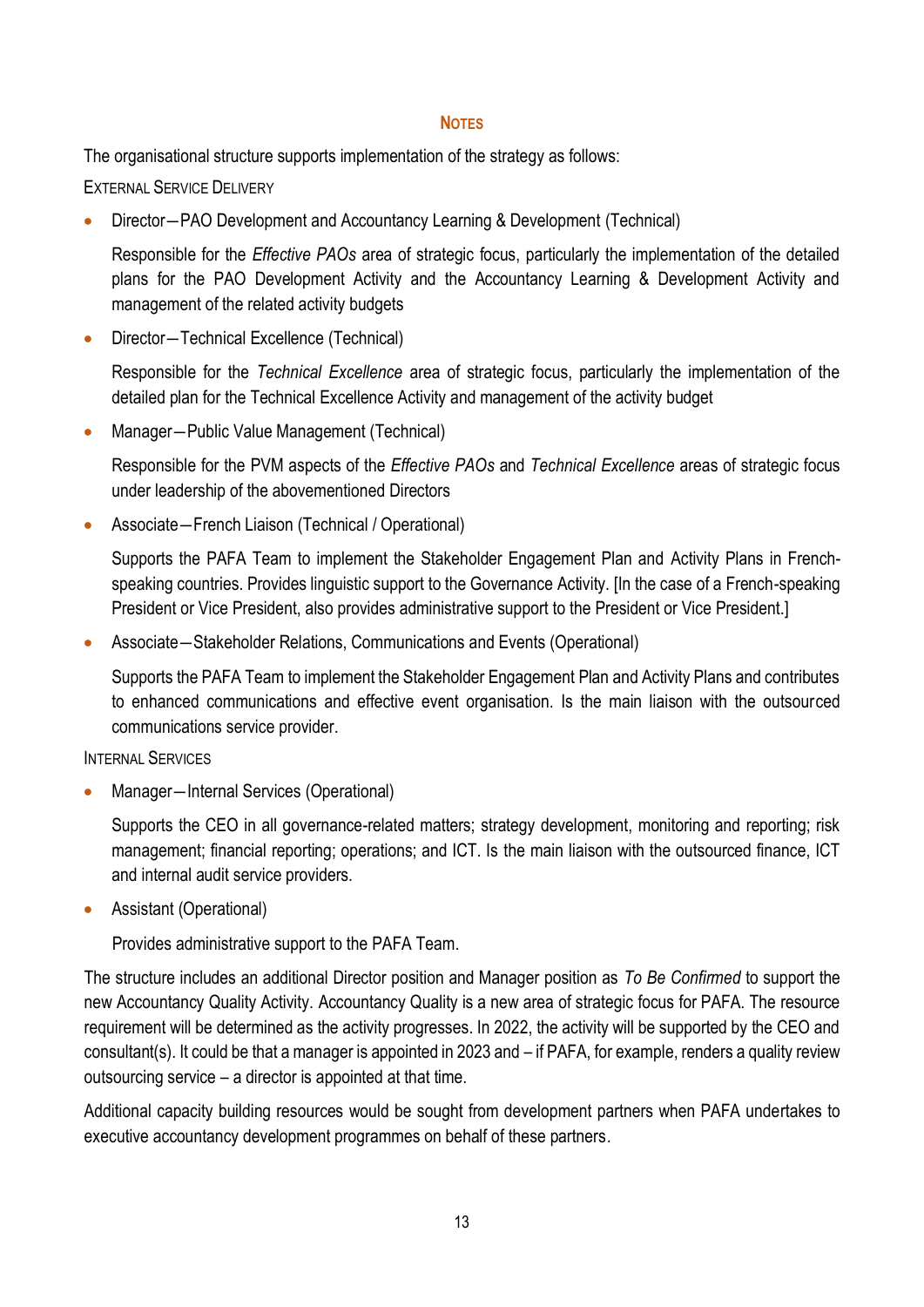## Notes

The organisational structure supports implementation of the strategy as follows:

External Service Delivery

- Director—PAO Development and Accountancy Learning & Development (Technical)

  Responsible for the *Effective PAOs* area of strategic focus, particularly the implementation of the detailed plans for the PAO Development Activity and the Accountancy Learning & Development Activity and management of the related activity budgets

- Director—Technical Excellence (Technical)

  Responsible for the *Technical Excellence* area of strategic focus, particularly the implementation of the detailed plan for the Technical Excellence Activity and management of the activity budget

- Manager—Public Value Management (Technical)

  Responsible for the PVM aspects of the *Effective PAOs* and *Technical Excellence* areas of strategic focus under leadership of the abovementioned Directors

- Associate—French Liaison (Technical / Operational)

  Supports the PAFA Team to implement the Stakeholder Engagement Plan and Activity Plans in French-speaking countries. Provides linguistic support to the Governance Activity. [In the case of a French-speaking President or Vice President, also provides administrative support to the President or Vice President.]

- Associate—Stakeholder Relations, Communications and Events (Operational)

  Supports the PAFA Team to implement the Stakeholder Engagement Plan and Activity Plans and contributes to enhanced communications and effective event organisation. Is the main liaison with the outsourced communications service provider.

Internal Services

- Manager—Internal Services (Operational)

  Supports the CEO in all governance-related matters; strategy development, monitoring and reporting; risk management; financial reporting; operations; and ICT. Is the main liaison with the outsourced finance, ICT and internal audit service providers.

- Assistant (Operational)

  Provides administrative support to the PAFA Team.

The structure includes an additional Director position and Manager position as *To Be Confirmed* to support the new Accountancy Quality Activity. Accountancy Quality is a new area of strategic focus for PAFA. The resource requirement will be determined as the activity progresses. In 2022, the activity will be supported by the CEO and consultant(s). It could be that a manager is appointed in 2023 and – if PAFA, for example, renders a quality review outsourcing service – a director is appointed at that time.

Additional capacity building resources would be sought from development partners when PAFA undertakes to executive accountancy development programmes on behalf of these partners.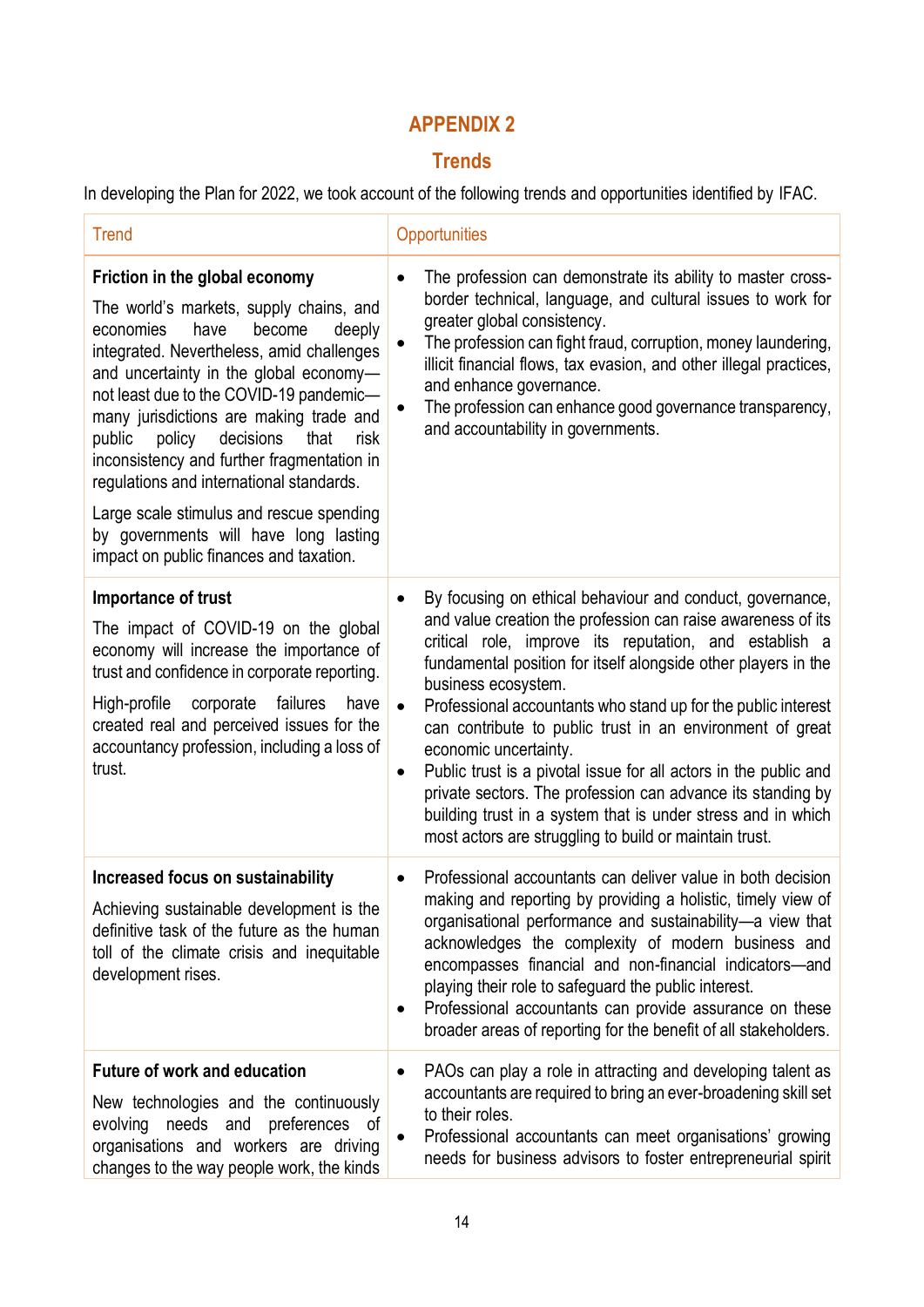## APPENDIX 2

## Trends

In developing the Plan for 2022, we took account of the following trends and opportunities identified by IFAC.

| Trend | Opportunities |
|---|---|
| **Friction in the global economy**<br><br>The world's markets, supply chains, and economies have become deeply integrated. Nevertheless, amid challenges and uncertainty in the global economy—not least due to the COVID-19 pandemic—many jurisdictions are making trade and public policy decisions that risk inconsistency and further fragmentation in regulations and international standards.<br><br>Large scale stimulus and rescue spending by governments will have long lasting impact on public finances and taxation. | • The profession can demonstrate its ability to master cross-border technical, language, and cultural issues to work for greater global consistency.<br>• The profession can fight fraud, corruption, money laundering, illicit financial flows, tax evasion, and other illegal practices, and enhance governance.<br>• The profession can enhance good governance transparency, and accountability in governments. |
| **Importance of trust**<br><br>The impact of COVID-19 on the global economy will increase the importance of trust and confidence in corporate reporting.<br><br>High-profile corporate failures have created real and perceived issues for the accountancy profession, including a loss of trust. | • By focusing on ethical behaviour and conduct, governance, and value creation the profession can raise awareness of its critical role, improve its reputation, and establish a fundamental position for itself alongside other players in the business ecosystem.<br>• Professional accountants who stand up for the public interest can contribute to public trust in an environment of great economic uncertainty.<br>• Public trust is a pivotal issue for all actors in the public and private sectors. The profession can advance its standing by building trust in a system that is under stress and in which most actors are struggling to build or maintain trust. |
| **Increased focus on sustainability**<br><br>Achieving sustainable development is the definitive task of the future as the human toll of the climate crisis and inequitable development rises. | • Professional accountants can deliver value in both decision making and reporting by providing a holistic, timely view of organisational performance and sustainability—a view that acknowledges the complexity of modern business and encompasses financial and non-financial indicators—and playing their role to safeguard the public interest.<br>• Professional accountants can provide assurance on these broader areas of reporting for the benefit of all stakeholders. |
| **Future of work and education**<br><br>New technologies and the continuously evolving needs and preferences of organisations and workers are driving changes to the way people work, the kinds | • PAOs can play a role in attracting and developing talent as accountants are required to bring an ever-broadening skill set to their roles.<br>• Professional accountants can meet organisations' growing needs for business advisors to foster entrepreneurial spirit |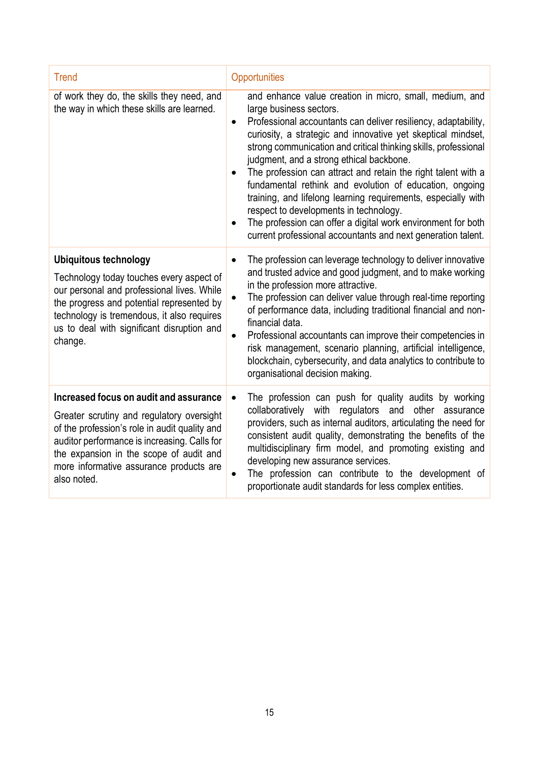| Trend | Opportunities |
|---|---|
| of work they do, the skills they need, and the way in which these skills are learned. | and enhance value creation in micro, small, medium, and large business sectors.<br>• Professional accountants can deliver resiliency, adaptability, curiosity, a strategic and innovative yet skeptical mindset, strong communication and critical thinking skills, professional judgment, and a strong ethical backbone.<br>• The profession can attract and retain the right talent with a fundamental rethink and evolution of education, ongoing training, and lifelong learning requirements, especially with respect to developments in technology.<br>• The profession can offer a digital work environment for both current professional accountants and next generation talent. |
| **Ubiquitous technology**<br>Technology today touches every aspect of our personal and professional lives. While the progress and potential represented by technology is tremendous, it also requires us to deal with significant disruption and change. | • The profession can leverage technology to deliver innovative and trusted advice and good judgment, and to make working in the profession more attractive.<br>• The profession can deliver value through real-time reporting of performance data, including traditional financial and non-financial data.<br>• Professional accountants can improve their competencies in risk management, scenario planning, artificial intelligence, blockchain, cybersecurity, and data analytics to contribute to organisational decision making. |
| **Increased focus on audit and assurance**<br>Greater scrutiny and regulatory oversight of the profession's role in audit quality and auditor performance is increasing. Calls for the expansion in the scope of audit and more informative assurance products are also noted. | • The profession can push for quality audits by working collaboratively with regulators and other assurance providers, such as internal auditors, articulating the need for consistent audit quality, demonstrating the benefits of the multidisciplinary firm model, and promoting existing and developing new assurance services.<br>• The profession can contribute to the development of proportionate audit standards for less complex entities. |